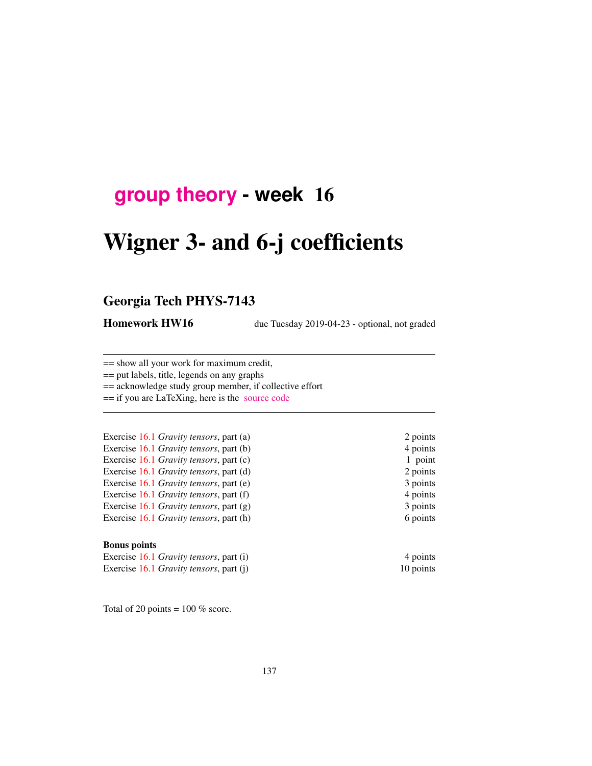# group theory - week 16

# Wigner 3- and 6-j coefficients

## Georgia Tech PHYS-7143

**Homework HW16** due Tuesday 2019-04-23 - optional, not graded

---

== show all your work for maximum credit,
== put labels, title, legends on any graphs
== acknowledge study group member, if collective effort
== if you are LaTeXing, here is the source code

---

| | |
|---|---|
| Exercise 16.1 *Gravity tensors*, part (a) | 2 points |
| Exercise 16.1 *Gravity tensors*, part (b) | 4 points |
| Exercise 16.1 *Gravity tensors*, part (c) | 1 point |
| Exercise 16.1 *Gravity tensors*, part (d) | 2 points |
| Exercise 16.1 *Gravity tensors*, part (e) | 3 points |
| Exercise 16.1 *Gravity tensors*, part (f) | 4 points |
| Exercise 16.1 *Gravity tensors*, part (g) | 3 points |
| Exercise 16.1 *Gravity tensors*, part (h) | 6 points |

**Bonus points**

| | |
|---|---|
| Exercise 16.1 *Gravity tensors*, part (i) | 4 points |
| Exercise 16.1 *Gravity tensors*, part (j) | 10 points |

Total of 20 points = 100 % score.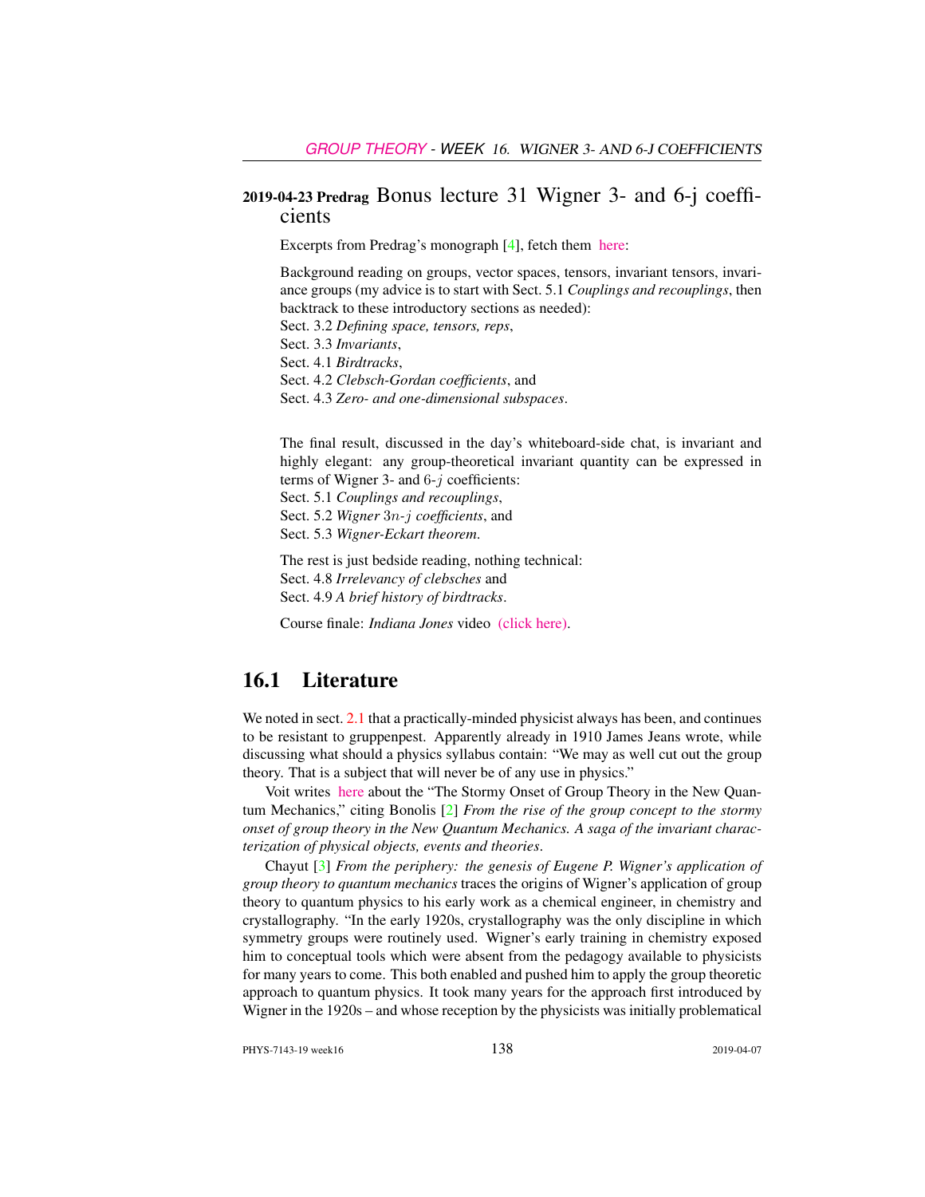## 2019-04-23 Predrag Bonus lecture 31 Wigner 3- and 6-j coefficients

Excerpts from Predrag's monograph [4], fetch them here:

Background reading on groups, vector spaces, tensors, invariant tensors, invariance groups (my advice is to start with Sect. 5.1 *Couplings and recouplings*, then backtrack to these introductory sections as needed):
Sect. 3.2 *Defining space, tensors, reps*,
Sect. 3.3 *Invariants*,
Sect. 4.1 *Birdtracks*,
Sect. 4.2 *Clebsch-Gordan coefficients*, and
Sect. 4.3 *Zero- and one-dimensional subspaces*.

The final result, discussed in the day's whiteboard-side chat, is invariant and highly elegant: any group-theoretical invariant quantity can be expressed in terms of Wigner 3- and $6$-$j$ coefficients:
Sect. 5.1 *Couplings and recouplings*,
Sect. 5.2 *Wigner* $3n$-$j$ *coefficients*, and
Sect. 5.3 *Wigner-Eckart theorem*.

The rest is just bedside reading, nothing technical:
Sect. 4.8 *Irrelevancy of clebsches* and
Sect. 4.9 *A brief history of birdtracks*.

Course finale: *Indiana Jones* video (click here).

## 16.1 Literature

We noted in sect. 2.1 that a practically-minded physicist always has been, and continues to be resistant to gruppenpest. Apparently already in 1910 James Jeans wrote, while discussing what should a physics syllabus contain: "We may as well cut out the group theory. That is a subject that will never be of any use in physics."

Voit writes here about the "The Stormy Onset of Group Theory in the New Quantum Mechanics," citing Bonolis [2] *From the rise of the group concept to the stormy onset of group theory in the New Quantum Mechanics. A saga of the invariant characterization of physical objects, events and theories*.

Chayut [3] *From the periphery: the genesis of Eugene P. Wigner's application of group theory to quantum mechanics* traces the origins of Wigner's application of group theory to quantum physics to his early work as a chemical engineer, in chemistry and crystallography. "In the early 1920s, crystallography was the only discipline in which symmetry groups were routinely used. Wigner's early training in chemistry exposed him to conceptual tools which were absent from the pedagogy available to physicists for many years to come. This both enabled and pushed him to apply the group theoretic approach to quantum physics. It took many years for the approach first introduced by Wigner in the 1920s – and whose reception by the physicists was initially problematical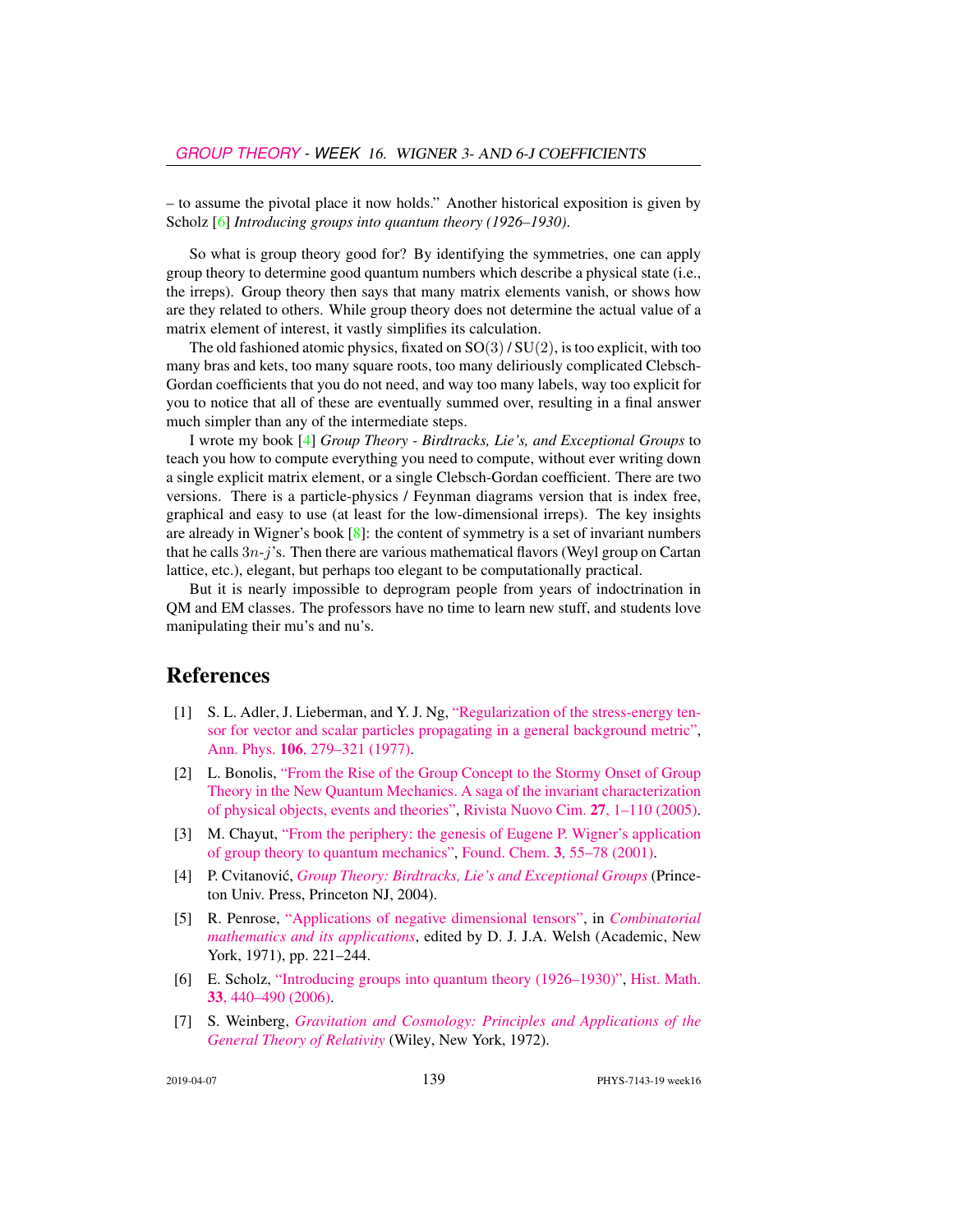– to assume the pivotal place it now holds." Another historical exposition is given by Scholz [6] *Introducing groups into quantum theory (1926–1930)*.

So what is group theory good for? By identifying the symmetries, one can apply group theory to determine good quantum numbers which describe a physical state (i.e., the irreps). Group theory then says that many matrix elements vanish, or shows how are they related to others. While group theory does not determine the actual value of a matrix element of interest, it vastly simplifies its calculation.

The old fashioned atomic physics, fixated on $\mathrm{SO}(3)$ / $\mathrm{SU}(2)$, is too explicit, with too many bras and kets, too many square roots, too many deliriously complicated Clebsch-Gordan coefficients that you do not need, and way too many labels, way too explicit for you to notice that all of these are eventually summed over, resulting in a final answer much simpler than any of the intermediate steps.

I wrote my book [4] *Group Theory - Birdtracks, Lie's, and Exceptional Groups* to teach you how to compute everything you need to compute, without ever writing down a single explicit matrix element, or a single Clebsch-Gordan coefficient. There are two versions. There is a particle-physics / Feynman diagrams version that is index free, graphical and easy to use (at least for the low-dimensional irreps). The key insights are already in Wigner's book [8]: the content of symmetry is a set of invariant numbers that he calls $3n$-$j$'s. Then there are various mathematical flavors (Weyl group on Cartan lattice, etc.), elegant, but perhaps too elegant to be computationally practical.

But it is nearly impossible to deprogram people from years of indoctrination in QM and EM classes. The professors have no time to learn new stuff, and students love manipulating their mu's and nu's.

# References

[1] S. L. Adler, J. Lieberman, and Y. J. Ng, "Regularization of the stress-energy tensor for vector and scalar particles propagating in a general background metric", Ann. Phys. **106**, 279–321 (1977).

[2] L. Bonolis, "From the Rise of the Group Concept to the Stormy Onset of Group Theory in the New Quantum Mechanics. A saga of the invariant characterization of physical objects, events and theories", Rivista Nuovo Cim. **27**, 1–110 (2005).

[3] M. Chayut, "From the periphery: the genesis of Eugene P. Wigner's application of group theory to quantum mechanics", Found. Chem. **3**, 55–78 (2001).

[4] P. Cvitanović, *Group Theory: Birdtracks, Lie's and Exceptional Groups* (Princeton Univ. Press, Princeton NJ, 2004).

[5] R. Penrose, "Applications of negative dimensional tensors", in *Combinatorial mathematics and its applications*, edited by D. J. J.A. Welsh (Academic, New York, 1971), pp. 221–244.

[6] E. Scholz, "Introducing groups into quantum theory (1926–1930)", Hist. Math. **33**, 440–490 (2006).

[7] S. Weinberg, *Gravitation and Cosmology: Principles and Applications of the General Theory of Relativity* (Wiley, New York, 1972).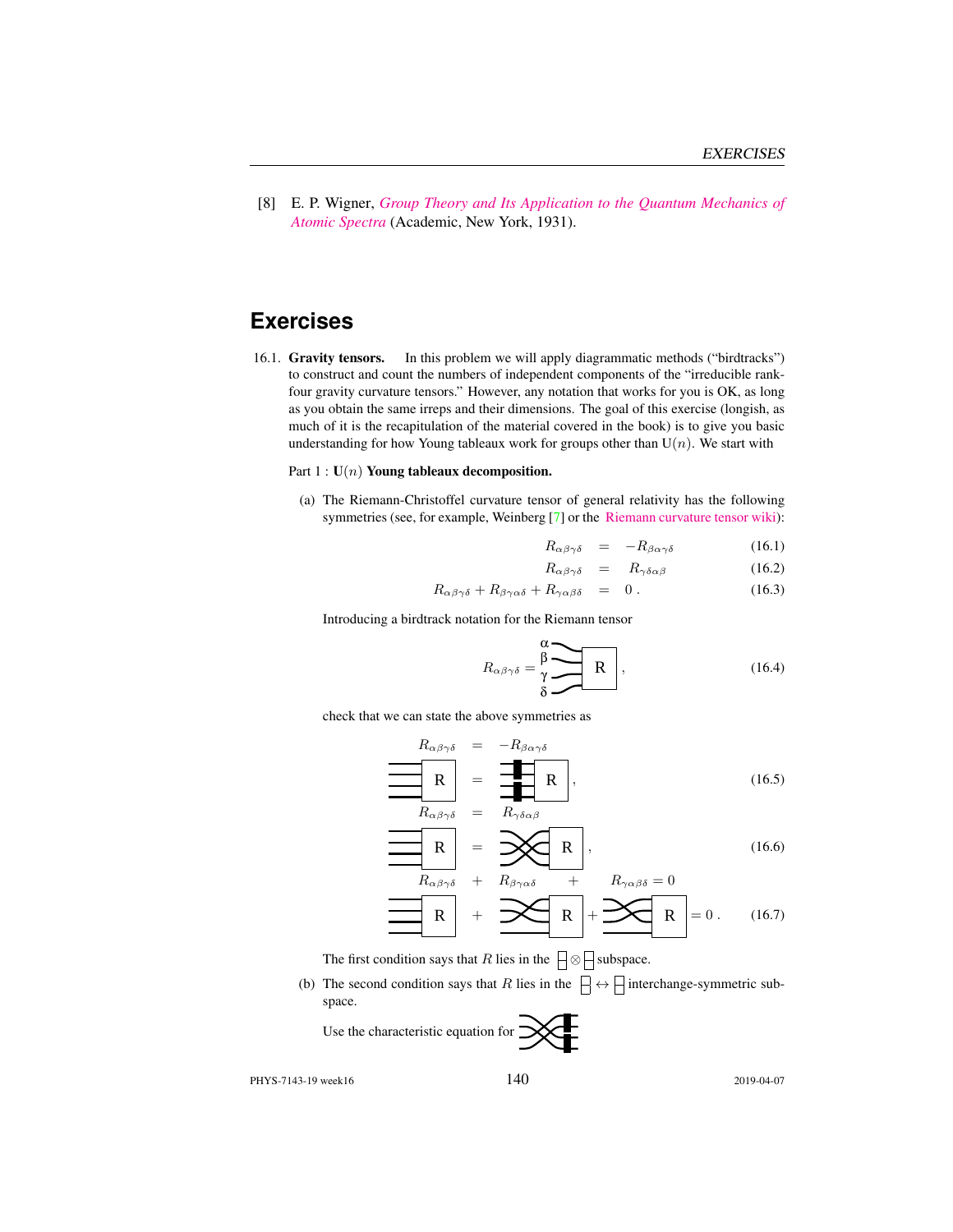[8] E. P. Wigner, *Group Theory and Its Application to the Quantum Mechanics of Atomic Spectra* (Academic, New York, 1931).

## Exercises

16.1. **Gravity tensors.** In this problem we will apply diagrammatic methods ("birdtracks") to construct and count the numbers of independent components of the "irreducible rank-four gravity curvature tensors." However, any notation that works for you is OK, as long as you obtain the same irreps and their dimensions. The goal of this exercise (longish, as much of it is the recapitulation of the material covered in the book) is to give you basic understanding for how Young tableaux work for groups other than U$(n)$. We start with

Part 1 : **U$(n)$ Young tableaux decomposition.**

(a) The Riemann-Christoffel curvature tensor of general relativity has the following symmetries (see, for example, Weinberg [7] or the Riemann curvature tensor wiki):

$$R_{\alpha\beta\gamma\delta} = -R_{\beta\alpha\gamma\delta} \tag{16.1}$$

$$R_{\alpha\beta\gamma\delta} = R_{\gamma\delta\alpha\beta} \tag{16.2}$$

$$R_{\alpha\beta\gamma\delta} + R_{\beta\gamma\alpha\delta} + R_{\gamma\alpha\beta\delta} = 0\,. \tag{16.3}$$

Introducing a birdtrack notation for the Riemann tensor

$$R_{\alpha\beta\gamma\delta} = [\text{birdtrack: lines } \alpha, \beta, \gamma, \delta \text{ into box R}]\,, \tag{16.4}$$

check that we can state the above symmetries as

$$R_{\alpha\beta\gamma\delta} = -R_{\beta\alpha\gamma\delta}$$

$$[\text{R}] = [\text{antisymmetrizers on pairs} \to \text{R}]\,, \tag{16.5}$$

$$R_{\alpha\beta\gamma\delta} = R_{\gamma\delta\alpha\beta}$$

$$[\text{R}] = [\text{pair interchange} \to \text{R}]\,, \tag{16.6}$$

$$R_{\alpha\beta\gamma\delta} + R_{\beta\gamma\alpha\delta} + R_{\gamma\alpha\beta\delta} = 0$$

$$[\text{R}] + [\text{crossing} \to \text{R}] + [\text{crossing} \to \text{R}] = 0\,. \tag{16.7}$$

The first condition says that $R$ lies in the $\boxminus \otimes \boxminus$ subspace.

(b) The second condition says that $R$ lies in the $\boxminus \leftrightarrow \boxminus$ interchange-symmetric subspace.

Use the characteristic equation for [pair interchange with antisymmetrizers]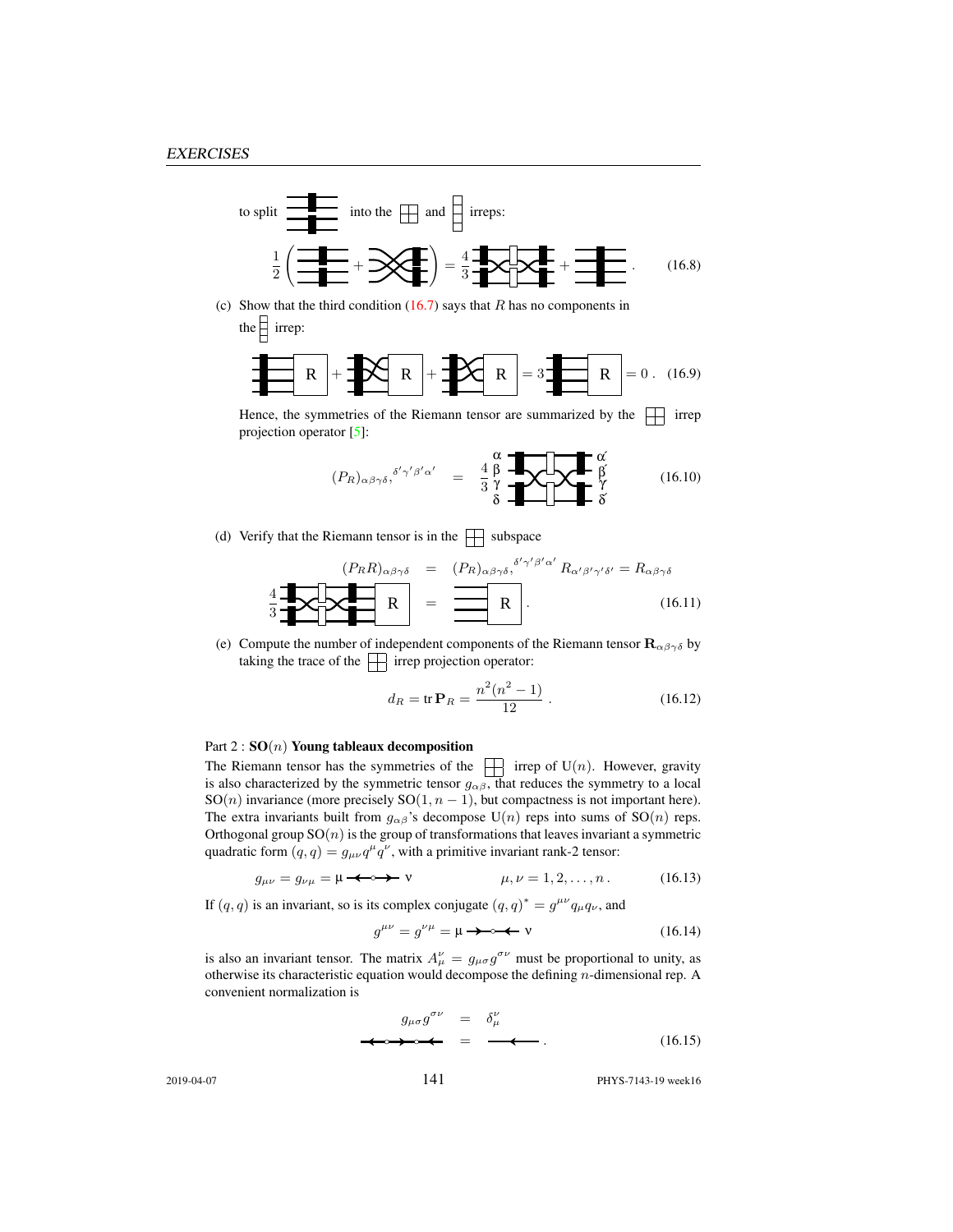to split [birdtrack diagram] into the [Young diagram: 2×2 box] and [Young diagram: single column of 4 boxes] irreps:

$$\frac{1}{2}\left( [\text{diagram}] + [\text{diagram}] \right) = \frac{4}{3} [\text{diagram}] + [\text{diagram}] . \tag{16.8}$$

(c) Show that the third condition (16.7) says that $R$ has no components in the [Young diagram: single column of 4 boxes] irrep:

$$[\text{diagram}]\,\text{R} + [\text{diagram}]\,\text{R} + [\text{diagram}]\,\text{R} = 3\,[\text{diagram}]\,\text{R} = 0\,. \tag{16.9}$$

Hence, the symmetries of the Riemann tensor are summarized by the [Young diagram: 2×2 box] irrep projection operator [5]:

$$(P_R)_{\alpha\beta\gamma\delta,}{}^{\delta'\gamma'\beta'\alpha'} = \frac{4}{3}\; [\text{diagram with legs } \alpha, \beta, \gamma, \delta \text{ and } \alpha', \beta', \gamma', \delta'] \tag{16.10}$$

(d) Verify that the Riemann tensor is in the [Young diagram: 2×2 box] subspace

$$
\begin{aligned}
(P_R R)_{\alpha\beta\gamma\delta} &= (P_R)_{\alpha\beta\gamma\delta,}{}^{\delta'\gamma'\beta'\alpha'} R_{\alpha'\beta'\gamma'\delta'} = R_{\alpha\beta\gamma\delta} \\
\frac{4}{3}\,[\text{diagram}]\,\text{R} &= [\text{diagram}]\,\text{R}\,.
\end{aligned}
\tag{16.11}
$$

(e) Compute the number of independent components of the Riemann tensor $\mathbf{R}_{\alpha\beta\gamma\delta}$ by taking the trace of the [Young diagram: 2×2 box] irrep projection operator:

$$d_R = \text{tr}\,\mathbf{P}_R = \frac{n^2(n^2-1)}{12}\,. \tag{16.12}$$

Part 2 : **SO($n$) Young tableaux decomposition**

The Riemann tensor has the symmetries of the [Young diagram: 2×2 box] irrep of U($n$). However, gravity is also characterized by the symmetric tensor $g_{\alpha\beta}$, that reduces the symmetry to a local SO($n$) invariance (more precisely SO($1, n-1$), but compactness is not important here). The extra invariants built from $g_{\alpha\beta}$'s decompose U($n$) reps into sums of SO($n$) reps. Orthogonal group SO($n$) is the group of transformations that leaves invariant a symmetric quadratic form $(q, q) = g_{\mu\nu}q^\mu q^\nu$, with a primitive invariant rank-2 tensor:

$$g_{\mu\nu} = g_{\nu\mu} = \mu \longleftarrow\!\circ\!\longrightarrow \nu \qquad\qquad \mu, \nu = 1, 2, \ldots, n\,. \tag{16.13}$$

If $(q, q)$ is an invariant, so is its complex conjugate $(q, q)^* = g^{\mu\nu}q_\mu q_\nu$, and

$$g^{\mu\nu} = g^{\nu\mu} = \mu \longrightarrow\!\circ\!\longleftarrow \nu \tag{16.14}$$

is also an invariant tensor. The matrix $A_\mu^\nu = g_{\mu\sigma}g^{\sigma\nu}$ must be proportional to unity, as otherwise its characteristic equation would decompose the defining $n$-dimensional rep. A convenient normalization is

$$
\begin{aligned}
g_{\mu\sigma}g^{\sigma\nu} &= \delta_\mu^\nu \\
\longleftarrow\!\circ\!\longrightarrow\!\circ\!\longleftarrow &= \longleftarrow\,.
\end{aligned}
\tag{16.15}
$$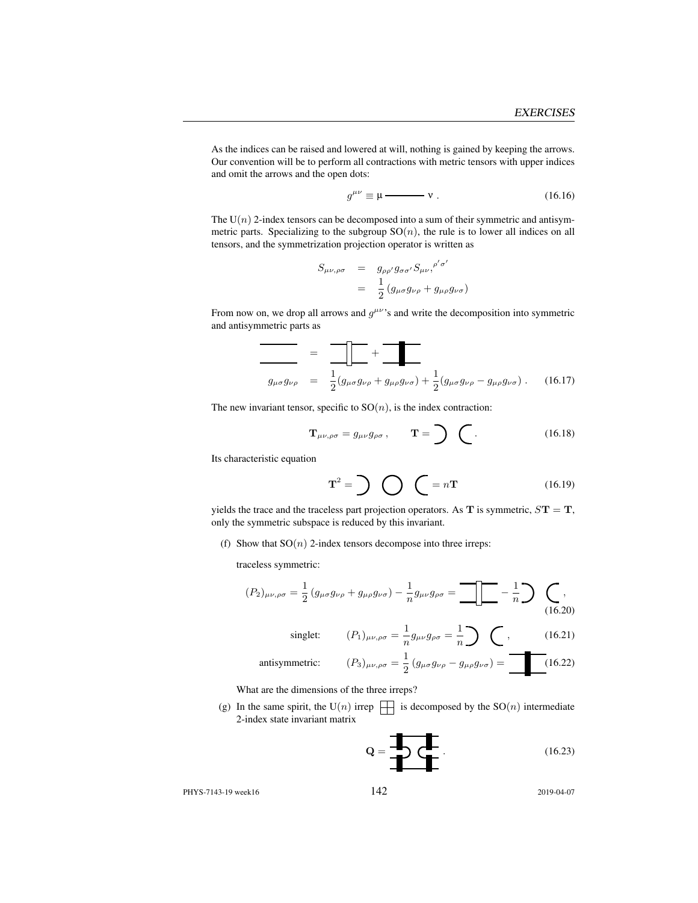As the indices can be raised and lowered at will, nothing is gained by keeping the arrows. Our convention will be to perform all contractions with metric tensors with upper indices and omit the arrows and the open dots:

$$g^{\mu\nu} \equiv \mu \text{———} \nu\,. \tag{16.16}$$

The U$(n)$ 2-index tensors can be decomposed into a sum of their symmetric and antisymmetric parts. Specializing to the subgroup SO$(n)$, the rule is to lower all indices on all tensors, and the symmetrization projection operator is written as

$$\begin{aligned} S_{\mu\nu,\rho\sigma} &= g_{\rho\rho'} g_{\sigma\sigma'} S_{\mu\nu,}{}^{\rho'\sigma'} \\ &= \frac{1}{2}\left(g_{\mu\sigma} g_{\nu\rho} + g_{\mu\rho} g_{\nu\sigma}\right) \end{aligned}$$

From now on, we drop all arrows and $g^{\mu\nu}$'s and write the decomposition into symmetric and antisymmetric parts as

$$g_{\mu\sigma} g_{\nu\rho} = \frac{1}{2}(g_{\mu\sigma} g_{\nu\rho} + g_{\mu\rho} g_{\nu\sigma}) + \frac{1}{2}(g_{\mu\sigma} g_{\nu\rho} - g_{\mu\rho} g_{\nu\sigma})\,. \tag{16.17}$$

The new invariant tensor, specific to SO$(n)$, is the index contraction:

$$\mathbf{T}_{\mu\nu,\rho\sigma} = g_{\mu\nu} g_{\rho\sigma}\,, \tag{16.18}$$

Its characteristic equation

$$\mathbf{T}^2 = n\mathbf{T} \tag{16.19}$$

yields the trace and the traceless part projection operators. As $\mathbf{T}$ is symmetric, $S\mathbf{T} = \mathbf{T}$, only the symmetric subspace is reduced by this invariant.

(f) Show that SO$(n)$ 2-index tensors decompose into three irreps:

traceless symmetric:

$$(P_2)_{\mu\nu,\rho\sigma} = \frac{1}{2}\left(g_{\mu\sigma} g_{\nu\rho} + g_{\mu\rho} g_{\nu\sigma}\right) - \frac{1}{n} g_{\mu\nu} g_{\rho\sigma}\,, \tag{16.20}$$

singlet:
$$(P_1)_{\mu\nu,\rho\sigma} = \frac{1}{n} g_{\mu\nu} g_{\rho\sigma}\,, \tag{16.21}$$

antisymmetric:
$$(P_3)_{\mu\nu,\rho\sigma} = \frac{1}{2}\left(g_{\mu\sigma} g_{\nu\rho} - g_{\mu\rho} g_{\nu\sigma}\right) \tag{16.22}$$

What are the dimensions of the three irreps?

(g) In the same spirit, the U$(n)$ irrep ⊞ is decomposed by the SO$(n)$ intermediate 2-index state invariant matrix

$$\mathbf{Q} = \ . \tag{16.23}$$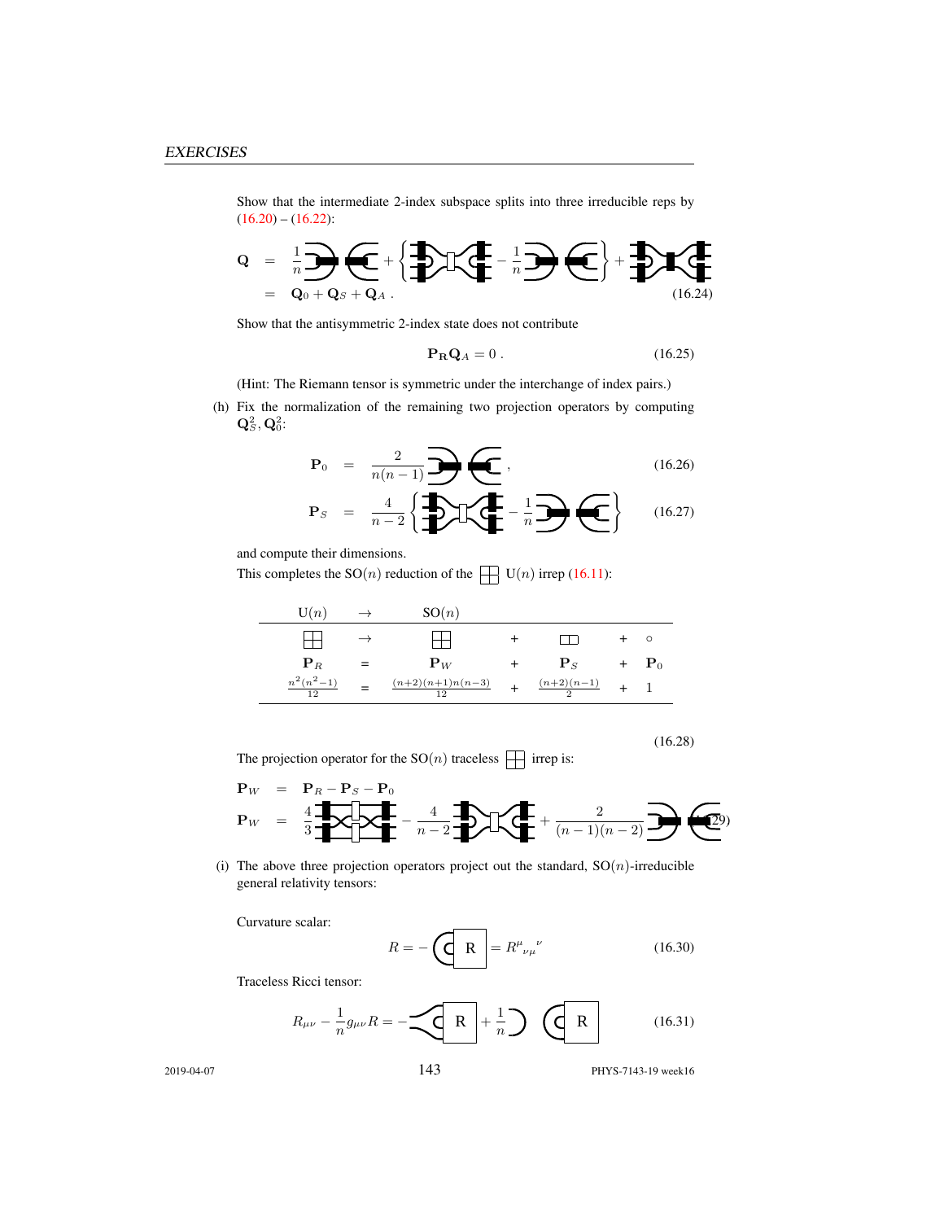Show that the intermediate 2-index subspace splits into three irreducible reps by (16.20) – (16.22):

$$\mathbf{Q} = \frac{1}{n}[\text{birdtrack}] + \left\{ [\text{birdtrack}] - \frac{1}{n}[\text{birdtrack}] \right\} + [\text{birdtrack}]$$
$$= \mathbf{Q}_0 + \mathbf{Q}_S + \mathbf{Q}_A \,. \tag{16.24}$$

Show that the antisymmetric 2-index state does not contribute

$$\mathbf{P_R Q}_A = 0 \,. \tag{16.25}$$

(Hint: The Riemann tensor is symmetric under the interchange of index pairs.)

(h) Fix the normalization of the remaining two projection operators by computing $\mathbf{Q}_S^2, \mathbf{Q}_0^2$:

$$\mathbf{P}_0 = \frac{2}{n(n-1)}[\text{birdtrack}] \,, \tag{16.26}$$

$$\mathbf{P}_S = \frac{4}{n-2}\left\{ [\text{birdtrack}] - \frac{1}{n}[\text{birdtrack}] \right\} \tag{16.27}$$

and compute their dimensions.

This completes the $\mathrm{SO}(n)$ reduction of the ⊞ $\mathrm{U}(n)$ irrep (16.11):

| $\mathrm{U}(n)$ | $\to$ | $\mathrm{SO}(n)$ | | | | |
|---|---|---|---|---|---|---|
| ⊞ | $\to$ | ⊞ | + | ▭▭ | + | $\circ$ |
| $\mathbf{P}_R$ | = | $\mathbf{P}_W$ | + | $\mathbf{P}_S$ | + | $\mathbf{P}_0$ |
| $\frac{n^2(n^2-1)}{12}$ | = | $\frac{(n+2)(n+1)n(n-3)}{12}$ | + | $\frac{(n+2)(n-1)}{2}$ | + | 1 |

(16.28)

The projection operator for the $\mathrm{SO}(n)$ traceless ⊞ irrep is:

$$\mathbf{P}_W = \mathbf{P}_R - \mathbf{P}_S - \mathbf{P}_0$$
$$\mathbf{P}_W = \frac{4}{3}[\text{birdtrack}] - \frac{4}{n-2}[\text{birdtrack}] + \frac{2}{(n-1)(n-2)}[\text{birdtrack}] \tag{16.29}$$

(i) The above three projection operators project out the standard, $\mathrm{SO}(n)$-irreducible general relativity tensors:

Curvature scalar:

$$R = -[\text{birdtrack}] = R^{\mu}{}_{\nu\mu}{}^{\nu} \tag{16.30}$$

Traceless Ricci tensor:

$$R_{\mu\nu} - \frac{1}{n}g_{\mu\nu}R = -[\text{birdtrack}] + \frac{1}{n}[\text{birdtrack}] \tag{16.31}$$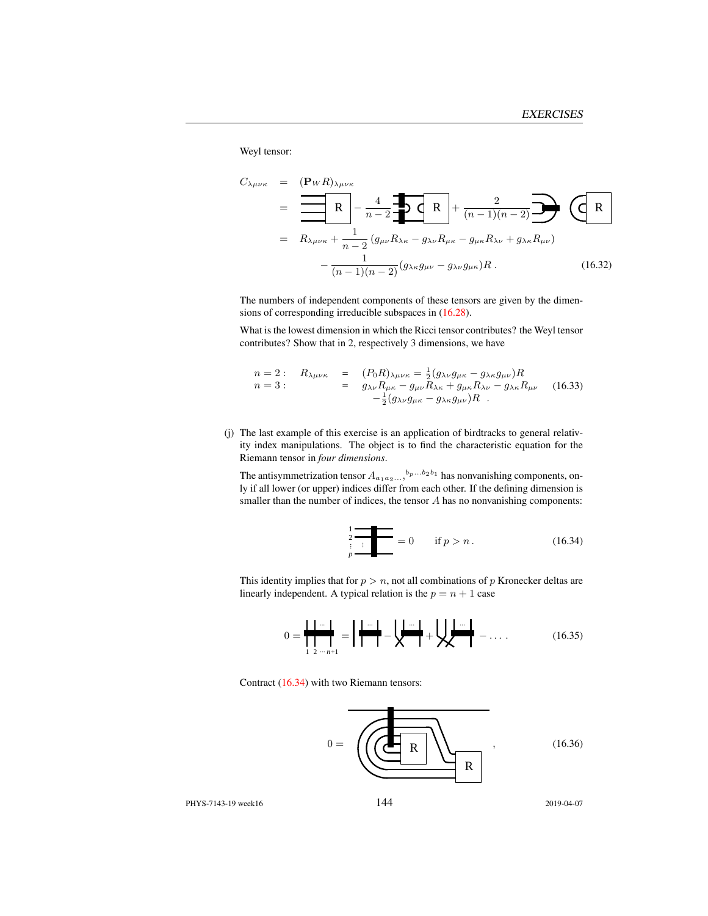Weyl tensor:

$$
\begin{aligned}
C_{\lambda\mu\nu\kappa} &= (\mathbf{P}_W R)_{\lambda\mu\nu\kappa} \\
&= [\text{birdtrack}] - \frac{4}{n-2} [\text{birdtrack}] + \frac{2}{(n-1)(n-2)} [\text{birdtrack}] \\
&= R_{\lambda\mu\nu\kappa} + \frac{1}{n-2}\left(g_{\mu\nu}R_{\lambda\kappa} - g_{\lambda\nu}R_{\mu\kappa} - g_{\mu\kappa}R_{\lambda\nu} + g_{\lambda\kappa}R_{\mu\nu}\right) \\
&\quad - \frac{1}{(n-1)(n-2)}(g_{\lambda\kappa}g_{\mu\nu} - g_{\lambda\nu}g_{\mu\kappa})R\,. 
\end{aligned}
\tag{16.32}
$$

The numbers of independent components of these tensors are given by the dimensions of corresponding irreducible subspaces in (16.28).

What is the lowest dimension in which the Ricci tensor contributes? the Weyl tensor contributes? Show that in 2, respectively 3 dimensions, we have

$$
\begin{aligned}
n=2: \quad R_{\lambda\mu\nu\kappa} &= (P_0 R)_{\lambda\mu\nu\kappa} = \tfrac{1}{2}(g_{\lambda\nu}g_{\mu\kappa} - g_{\lambda\kappa}g_{\mu\nu})R \\
n=3: \quad &= g_{\lambda\nu}R_{\mu\kappa} - g_{\mu\nu}R_{\lambda\kappa} + g_{\mu\kappa}R_{\lambda\nu} - g_{\lambda\kappa}R_{\mu\nu} \\
&\quad -\tfrac{1}{2}(g_{\lambda\nu}g_{\mu\kappa} - g_{\lambda\kappa}g_{\mu\nu})R \ .
\end{aligned}
\tag{16.33}
$$

(j) The last example of this exercise is an application of birdtracks to general relativity index manipulations. The object is to find the characteristic equation for the Riemann tensor in *four dimensions*.

The antisymmetrization tensor $A_{a_1 a_2 \ldots,}{}^{b_p \ldots b_2 b_1}$ has nonvanishing components, only if all lower (or upper) indices differ from each other. If the defining dimension is smaller than the number of indices, the tensor $A$ has no nonvanishing components:

$$
[\text{birdtrack: antisymmetrizer on lines } 1, 2, \ldots, p] = 0 \qquad \text{if } p > n\,. \tag{16.34}
$$

This identity implies that for $p > n$, not all combinations of $p$ Kronecker deltas are linearly independent. A typical relation is the $p = n+1$ case

$$
0 = [\text{birdtrack: lines } 1\ 2 \cdots n{+}1] = [\text{birdtrack}] - [\text{birdtrack}] + [\text{birdtrack}] - \ldots\,. \tag{16.35}
$$

Contract (16.34) with two Riemann tensors:

$$
0 = [\text{birdtrack: antisymmetrizer contracted with two R tensors}]\ , \tag{16.36}
$$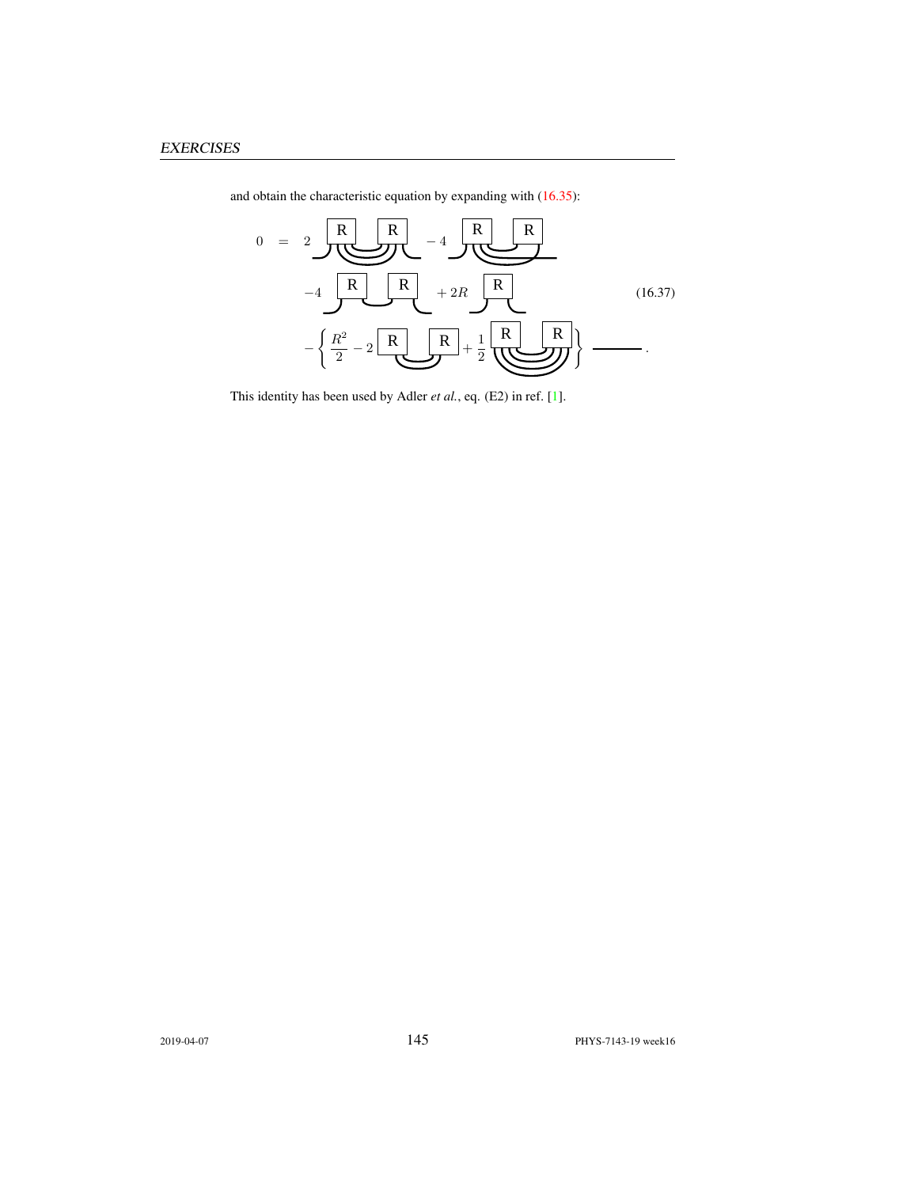and obtain the characteristic equation by expanding with (16.35):

$$
\begin{aligned}
0 \;=\;& 2\,[\text{R}\;\;\text{R}] - 4\,[\text{R}\;\;\text{R}] \\
& -4\,[\text{R}\;\;\text{R}] + 2R\,[\text{R}] \qquad\qquad (16.37)\\
& -\left\{ \frac{R^2}{2} - 2\,[\text{R}\;\;\text{R}] + \frac{1}{2}\,[\text{R}\;\;\text{R}] \right\} \;\text{———}\;.
\end{aligned}
$$

This identity has been used by Adler *et al.*, eq. (E2) in ref. [1].